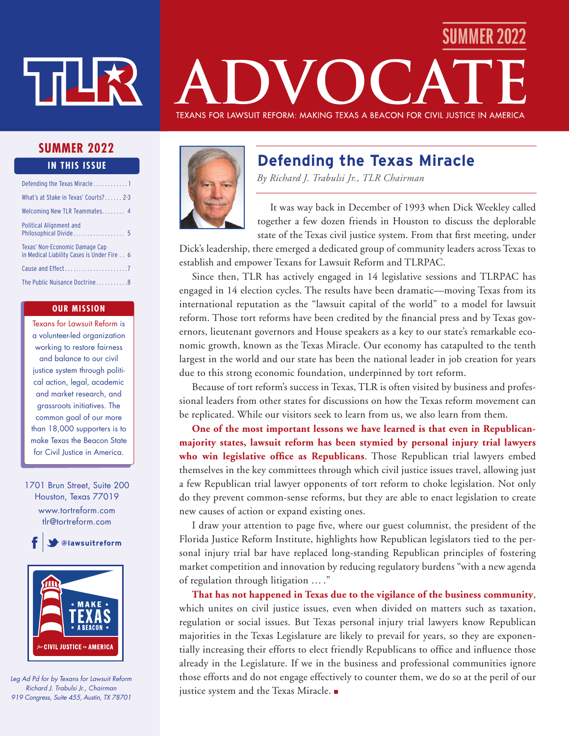# ADVOCATE

SUMMER 2022

TEXANS FOR LAWSUIT REFORM: MAKING TEXAS A BEACON FOR CIVIL JUSTICE IN AMERICA

## SUMMER 2022

### IN THIS ISSUE

- Defending the Texas Miracle ............ 1
- What's at Stake in Texas' Courts? ...... 2-3
- Welcoming New TLR Teammates ........ 4
- Political Alignment and Philosophical Divide .................. 5
- Texas' Non-Economic Damage Cap in Medical Liability Cases is Under Fire .. 6
- Cause and Effect ...................... 7
- The Public Nuisance Doctrine ........... 8

### OUR MISSION

Texans for Lawsuit Reform is a volunteer-led organization working to restore fairness and balance to our civil justice system through political action, legal, academic and market research, and grassroots initiatives. The common goal of our more than 18,000 supporters is to make Texas the Beacon State for Civil Justice in America.

1701 Brun Street, Suite 200
Houston, Texas 77019
www.tortreform.com
tlr@tortreform.com

@lawsuitreform

MAKE TEXAS A BEACON for CIVIL JUSTICE in AMERICA

*Leg Ad Pd for by Texans for Lawsuit Reform*
*Richard J. Trabulsi Jr., Chairman*
*919 Congress, Suite 455, Austin, TX 78701*

## Defending the Texas Miracle

*By Richard J. Trabulsi Jr., TLR Chairman*

It was way back in December of 1993 when Dick Weekley called together a few dozen friends in Houston to discuss the deplorable state of the Texas civil justice system. From that first meeting, under Dick's leadership, there emerged a dedicated group of community leaders across Texas to establish and empower Texans for Lawsuit Reform and TLRPAC.

Since then, TLR has actively engaged in 14 legislative sessions and TLRPAC has engaged in 14 election cycles. The results have been dramatic—moving Texas from its international reputation as the "lawsuit capital of the world" to a model for lawsuit reform. Those tort reforms have been credited by the financial press and by Texas governors, lieutenant governors and House speakers as a key to our state's remarkable economic growth, known as the Texas Miracle. Our economy has catapulted to the tenth largest in the world and our state has been the national leader in job creation for years due to this strong economic foundation, underpinned by tort reform.

Because of tort reform's success in Texas, TLR is often visited by business and professional leaders from other states for discussions on how the Texas reform movement can be replicated. While our visitors seek to learn from us, we also learn from them.

**One of the most important lessons we have learned is that even in Republican-majority states, lawsuit reform has been stymied by personal injury trial lawyers who win legislative office as Republicans.** Those Republican trial lawyers embed themselves in the key committees through which civil justice issues travel, allowing just a few Republican trial lawyer opponents of tort reform to choke legislation. Not only do they prevent common-sense reforms, but they are able to enact legislation to create new causes of action or expand existing ones.

I draw your attention to page five, where our guest columnist, the president of the Florida Justice Reform Institute, highlights how Republican legislators tied to the personal injury trial bar have replaced long-standing Republican principles of fostering market competition and innovation by reducing regulatory burdens "with a new agenda of regulation through litigation … ."

**That has not happened in Texas due to the vigilance of the business community**, which unites on civil justice issues, even when divided on matters such as taxation, regulation or social issues. But Texas personal injury trial lawyers know Republican majorities in the Texas Legislature are likely to prevail for years, so they are exponentially increasing their efforts to elect friendly Republicans to office and influence those already in the Legislature. If we in the business and professional communities ignore those efforts and do not engage effectively to counter them, we do so at the peril of our justice system and the Texas Miracle. ■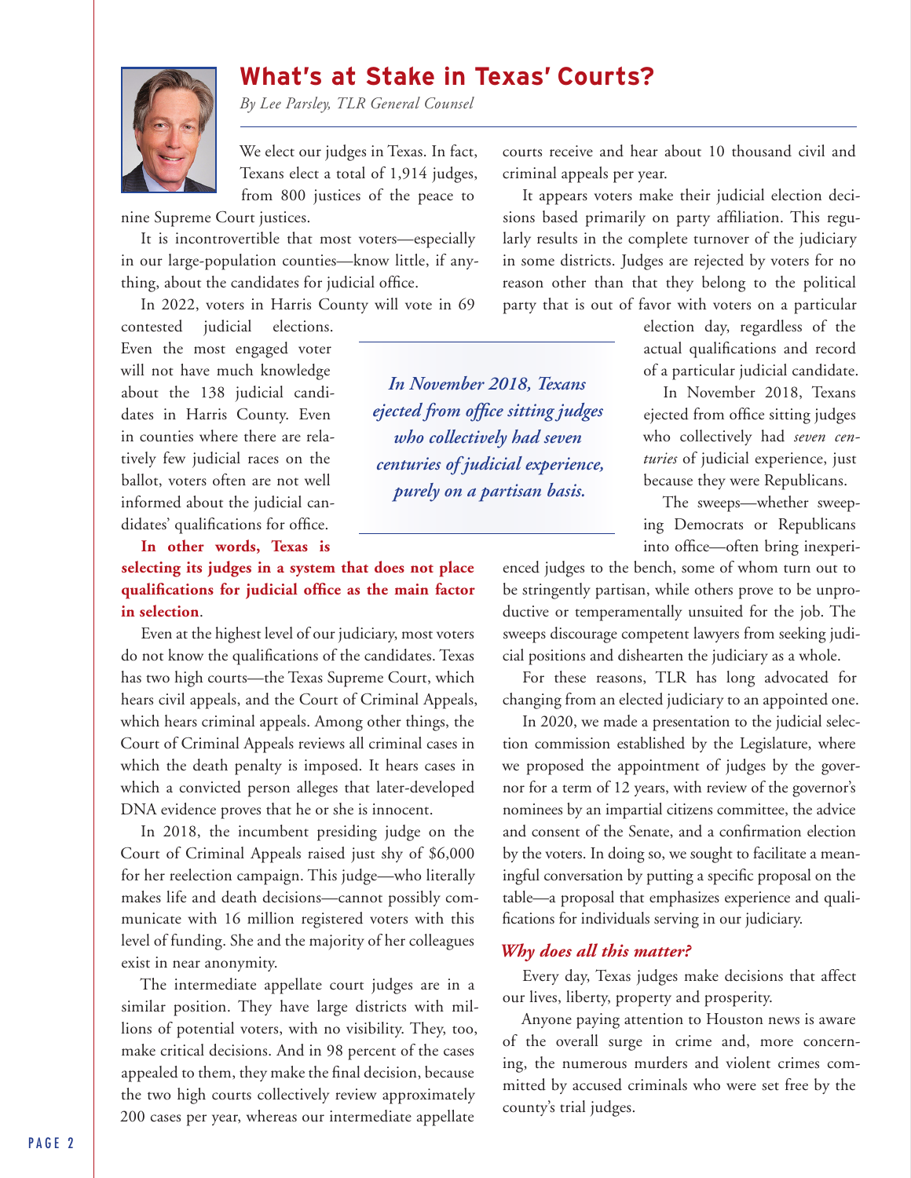# What's at Stake in Texas' Courts?

*By Lee Parsley, TLR General Counsel*

We elect our judges in Texas. In fact, Texans elect a total of 1,914 judges, from 800 justices of the peace to nine Supreme Court justices.

It is incontrovertible that most voters—especially in our large-population counties—know little, if anything, about the candidates for judicial office.

In 2022, voters in Harris County will vote in 69 contested judicial elections. Even the most engaged voter will not have much knowledge about the 138 judicial candidates in Harris County. Even in counties where there are relatively few judicial races on the ballot, voters often are not well informed about the judicial candidates' qualifications for office.

**In other words, Texas is selecting its judges in a system that does not place qualifications for judicial office as the main factor in selection**.

Even at the highest level of our judiciary, most voters do not know the qualifications of the candidates. Texas has two high courts—the Texas Supreme Court, which hears civil appeals, and the Court of Criminal Appeals, which hears criminal appeals. Among other things, the Court of Criminal Appeals reviews all criminal cases in which the death penalty is imposed. It hears cases in which a convicted person alleges that later-developed DNA evidence proves that he or she is innocent.

In 2018, the incumbent presiding judge on the Court of Criminal Appeals raised just shy of $6,000 for her reelection campaign. This judge—who literally makes life and death decisions—cannot possibly communicate with 16 million registered voters with this level of funding. She and the majority of her colleagues exist in near anonymity.

The intermediate appellate court judges are in a similar position. They have large districts with millions of potential voters, with no visibility. They, too, make critical decisions. And in 98 percent of the cases appealed to them, they make the final decision, because the two high courts collectively review approximately 200 cases per year, whereas our intermediate appellate courts receive and hear about 10 thousand civil and criminal appeals per year.

It appears voters make their judicial election decisions based primarily on party affiliation. This regularly results in the complete turnover of the judiciary in some districts. Judges are rejected by voters for no reason other than that they belong to the political party that is out of favor with voters on a particular election day, regardless of the actual qualifications and record of a particular judicial candidate.

> ***In November 2018, Texans ejected from office sitting judges who collectively had seven centuries of judicial experience, purely on a partisan basis.***

In November 2018, Texans ejected from office sitting judges who collectively had *seven centuries* of judicial experience, just because they were Republicans.

The sweeps—whether sweeping Democrats or Republicans into office—often bring inexperienced judges to the bench, some of whom turn out to be stringently partisan, while others prove to be unproductive or temperamentally unsuited for the job. The sweeps discourage competent lawyers from seeking judicial positions and dishearten the judiciary as a whole.

For these reasons, TLR has long advocated for changing from an elected judiciary to an appointed one.

In 2020, we made a presentation to the judicial selection commission established by the Legislature, where we proposed the appointment of judges by the governor for a term of 12 years, with review of the governor's nominees by an impartial citizens committee, the advice and consent of the Senate, and a confirmation election by the voters. In doing so, we sought to facilitate a meaningful conversation by putting a specific proposal on the table—a proposal that emphasizes experience and qualifications for individuals serving in our judiciary.

### *Why does all this matter?*

Every day, Texas judges make decisions that affect our lives, liberty, property and prosperity.

Anyone paying attention to Houston news is aware of the overall surge in crime and, more concerning, the numerous murders and violent crimes committed by accused criminals who were set free by the county's trial judges.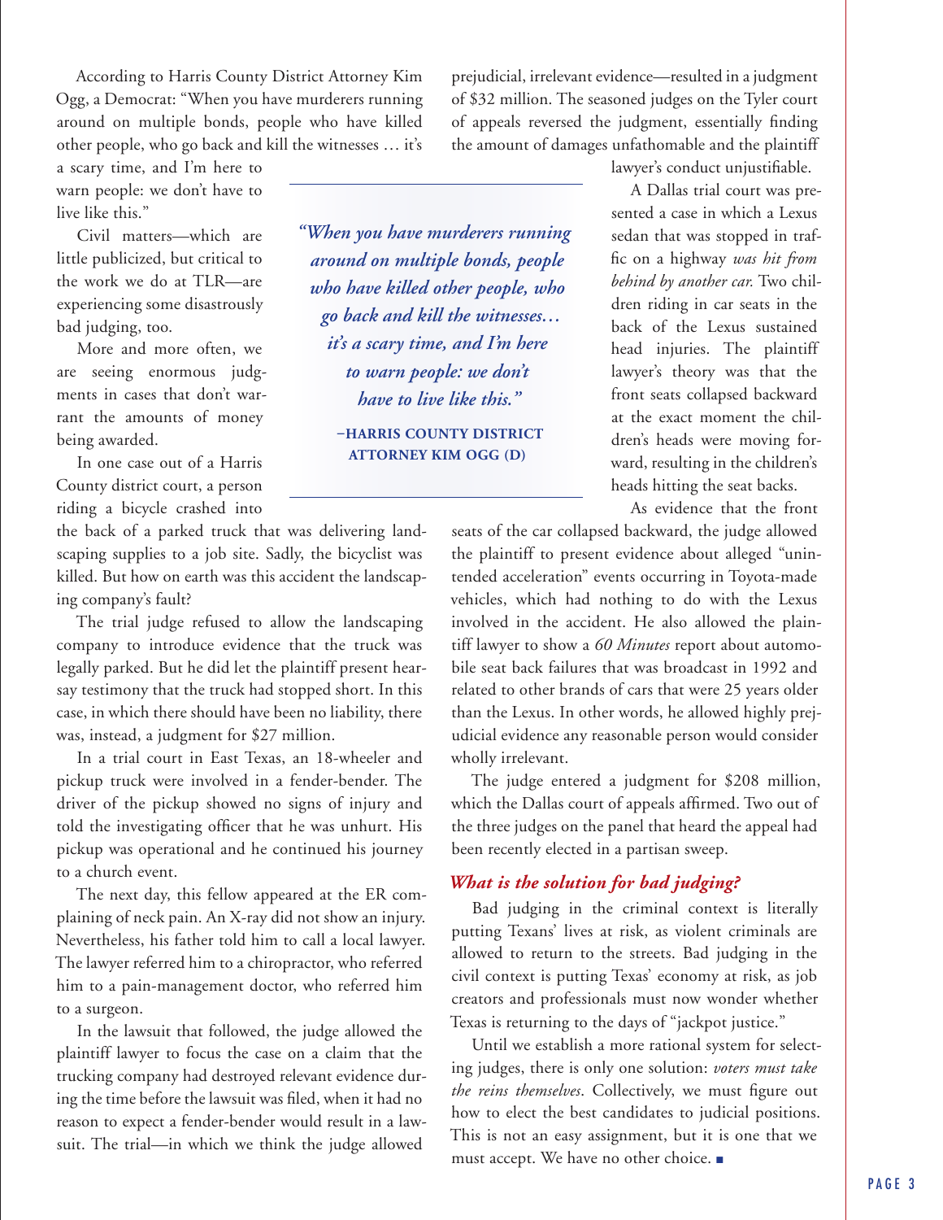According to Harris County District Attorney Kim Ogg, a Democrat: "When you have murderers running around on multiple bonds, people who have killed other people, who go back and kill the witnesses … it's a scary time, and I'm here to warn people: we don't have to live like this."

> *"When you have murderers running around on multiple bonds, people who have killed other people, who go back and kill the witnesses… it's a scary time, and I'm here to warn people: we don't have to live like this."*
>
> **–HARRIS COUNTY DISTRICT ATTORNEY KIM OGG (D)**

Civil matters—which are little publicized, but critical to the work we do at TLR—are experiencing some disastrously bad judging, too.

More and more often, we are seeing enormous judgments in cases that don't warrant the amounts of money being awarded.

In one case out of a Harris County district court, a person riding a bicycle crashed into the back of a parked truck that was delivering landscaping supplies to a job site. Sadly, the bicyclist was killed. But how on earth was this accident the landscaping company's fault?

The trial judge refused to allow the landscaping company to introduce evidence that the truck was legally parked. But he did let the plaintiff present hearsay testimony that the truck had stopped short. In this case, in which there should have been no liability, there was, instead, a judgment for $27 million.

In a trial court in East Texas, an 18-wheeler and pickup truck were involved in a fender-bender. The driver of the pickup showed no signs of injury and told the investigating officer that he was unhurt. His pickup was operational and he continued his journey to a church event.

The next day, this fellow appeared at the ER complaining of neck pain. An X-ray did not show an injury. Nevertheless, his father told him to call a local lawyer. The lawyer referred him to a chiropractor, who referred him to a pain-management doctor, who referred him to a surgeon.

In the lawsuit that followed, the judge allowed the plaintiff lawyer to focus the case on a claim that the trucking company had destroyed relevant evidence during the time before the lawsuit was filed, when it had no reason to expect a fender-bender would result in a lawsuit. The trial—in which we think the judge allowed prejudicial, irrelevant evidence—resulted in a judgment of $32 million. The seasoned judges on the Tyler court of appeals reversed the judgment, essentially finding the amount of damages unfathomable and the plaintiff lawyer's conduct unjustifiable.

A Dallas trial court was presented a case in which a Lexus sedan that was stopped in traffic on a highway *was hit from behind by another car.* Two children riding in car seats in the back of the Lexus sustained head injuries. The plaintiff lawyer's theory was that the front seats collapsed backward at the exact moment the children's heads were moving forward, resulting in the children's heads hitting the seat backs.

As evidence that the front seats of the car collapsed backward, the judge allowed the plaintiff to present evidence about alleged "unintended acceleration" events occurring in Toyota-made vehicles, which had nothing to do with the Lexus involved in the accident. He also allowed the plaintiff lawyer to show a *60 Minutes* report about automobile seat back failures that was broadcast in 1992 and related to other brands of cars that were 25 years older than the Lexus. In other words, he allowed highly prejudicial evidence any reasonable person would consider wholly irrelevant.

The judge entered a judgment for $208 million, which the Dallas court of appeals affirmed. Two out of the three judges on the panel that heard the appeal had been recently elected in a partisan sweep.

### *What is the solution for bad judging?*

Bad judging in the criminal context is literally putting Texans' lives at risk, as violent criminals are allowed to return to the streets. Bad judging in the civil context is putting Texas' economy at risk, as job creators and professionals must now wonder whether Texas is returning to the days of "jackpot justice."

Until we establish a more rational system for selecting judges, there is only one solution: *voters must take the reins themselves*. Collectively, we must figure out how to elect the best candidates to judicial positions. This is not an easy assignment, but it is one that we must accept. We have no other choice. ■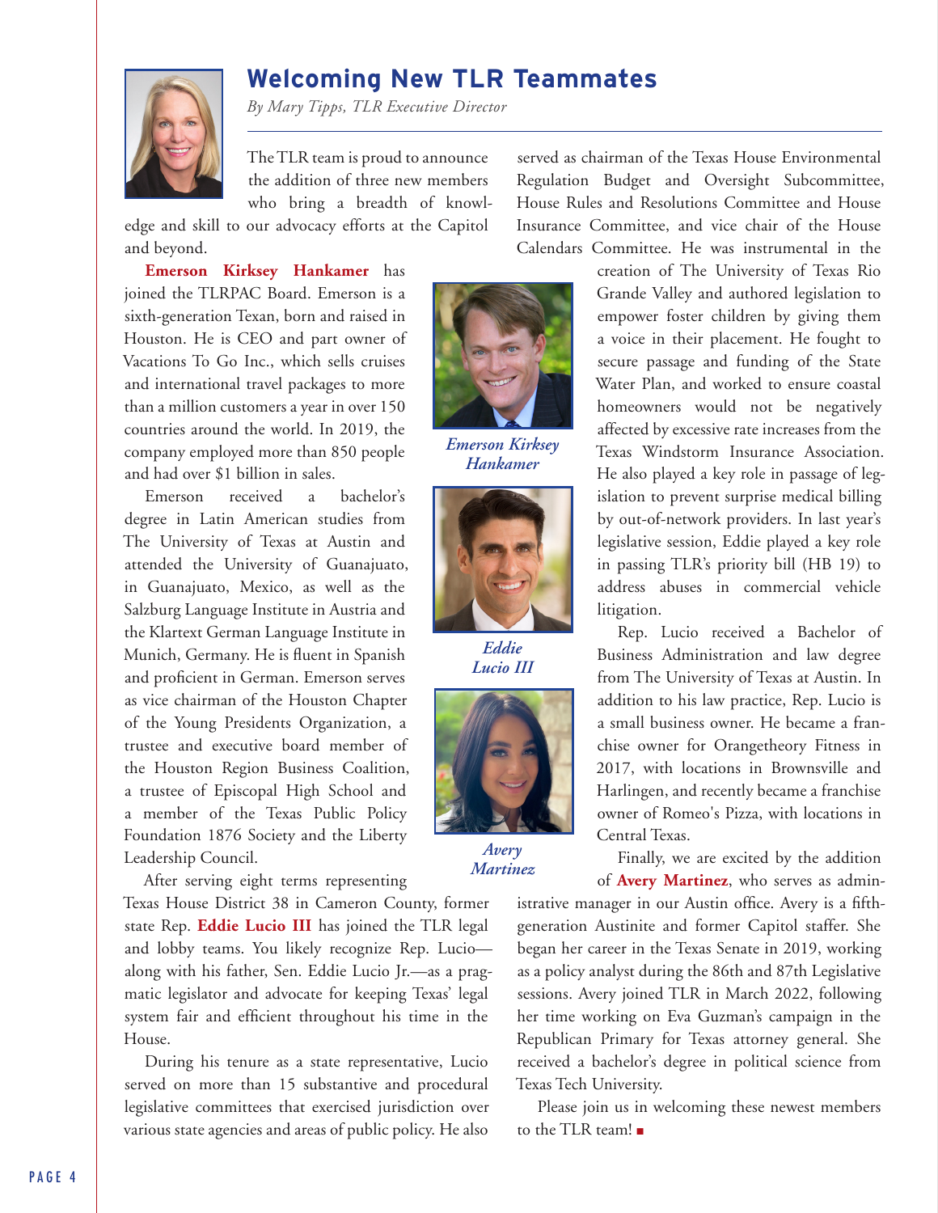## Welcoming New TLR Teammates

*By Mary Tipps, TLR Executive Director*

The TLR team is proud to announce the addition of three new members who bring a breadth of knowledge and skill to our advocacy efforts at the Capitol and beyond.

**Emerson Kirksey Hankamer** has joined the TLRPAC Board. Emerson is a sixth-generation Texan, born and raised in Houston. He is CEO and part owner of Vacations To Go Inc., which sells cruises and international travel packages to more than a million customers a year in over 150 countries around the world. In 2019, the company employed more than 850 people and had over $1 billion in sales.

Emerson received a bachelor's degree in Latin American studies from The University of Texas at Austin and attended the University of Guanajuato, in Guanajuato, Mexico, as well as the Salzburg Language Institute in Austria and the Klartext German Language Institute in Munich, Germany. He is fluent in Spanish and proficient in German. Emerson serves as vice chairman of the Houston Chapter of the Young Presidents Organization, a trustee and executive board member of the Houston Region Business Coalition, a trustee of Episcopal High School and a member of the Texas Public Policy Foundation 1876 Society and the Liberty Leadership Council.

After serving eight terms representing Texas House District 38 in Cameron County, former state Rep. **Eddie Lucio III** has joined the TLR legal and lobby teams. You likely recognize Rep. Lucio—along with his father, Sen. Eddie Lucio Jr.—as a pragmatic legislator and advocate for keeping Texas' legal system fair and efficient throughout his time in the House.

During his tenure as a state representative, Lucio served on more than 15 substantive and procedural legislative committees that exercised jurisdiction over various state agencies and areas of public policy. He also served as chairman of the Texas House Environmental Regulation Budget and Oversight Subcommittee, House Rules and Resolutions Committee and House Insurance Committee, and vice chair of the House Calendars Committee. He was instrumental in the creation of The University of Texas Rio Grande Valley and authored legislation to empower foster children by giving them a voice in their placement. He fought to secure passage and funding of the State Water Plan, and worked to ensure coastal homeowners would not be negatively affected by excessive rate increases from the Texas Windstorm Insurance Association. He also played a key role in passage of legislation to prevent surprise medical billing by out-of-network providers. In last year's legislative session, Eddie played a key role in passing TLR's priority bill (HB 19) to address abuses in commercial vehicle litigation.

*Emerson Kirksey Hankamer*

*Eddie Lucio III*

*Avery Martinez*

Rep. Lucio received a Bachelor of Business Administration and law degree from The University of Texas at Austin. In addition to his law practice, Rep. Lucio is a small business owner. He became a franchise owner for Orangetheory Fitness in 2017, with locations in Brownsville and Harlingen, and recently became a franchise owner of Romeo's Pizza, with locations in Central Texas.

Finally, we are excited by the addition of **Avery Martinez**, who serves as administrative manager in our Austin office. Avery is a fifth-generation Austinite and former Capitol staffer. She began her career in the Texas Senate in 2019, working as a policy analyst during the 86th and 87th Legislative sessions. Avery joined TLR in March 2022, following her time working on Eva Guzman's campaign in the Republican Primary for Texas attorney general. She received a bachelor's degree in political science from Texas Tech University.

Please join us in welcoming these newest members to the TLR team! ■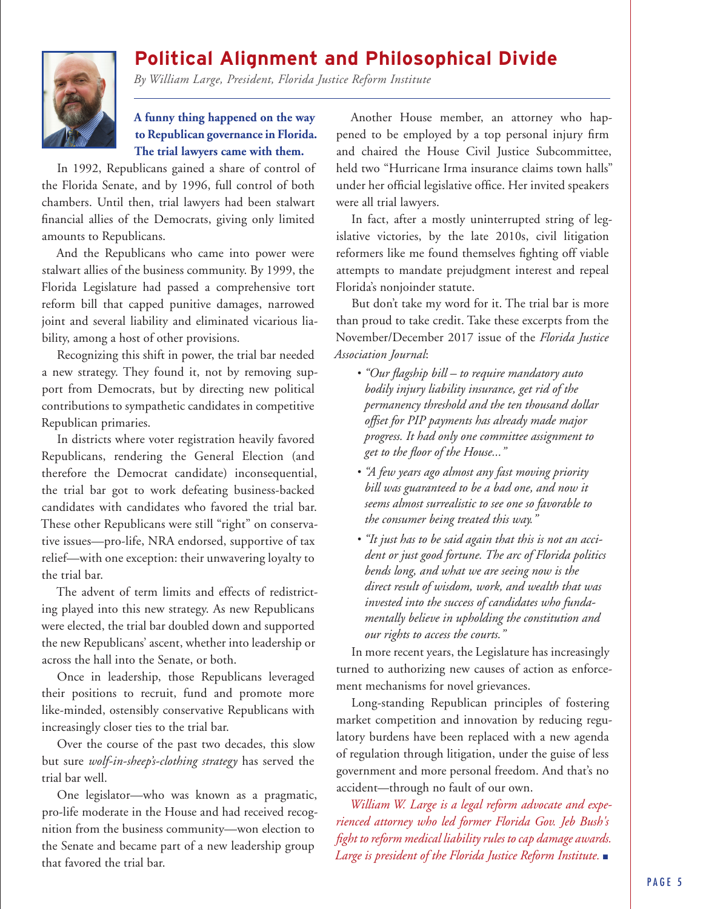## Political Alignment and Philosophical Divide

*By William Large, President, Florida Justice Reform Institute*

**A funny thing happened on the way to Republican governance in Florida. The trial lawyers came with them.**

In 1992, Republicans gained a share of control of the Florida Senate, and by 1996, full control of both chambers. Until then, trial lawyers had been stalwart financial allies of the Democrats, giving only limited amounts to Republicans.

And the Republicans who came into power were stalwart allies of the business community. By 1999, the Florida Legislature had passed a comprehensive tort reform bill that capped punitive damages, narrowed joint and several liability and eliminated vicarious liability, among a host of other provisions.

Recognizing this shift in power, the trial bar needed a new strategy. They found it, not by removing support from Democrats, but by directing new political contributions to sympathetic candidates in competitive Republican primaries.

In districts where voter registration heavily favored Republicans, rendering the General Election (and therefore the Democrat candidate) inconsequential, the trial bar got to work defeating business-backed candidates with candidates who favored the trial bar. These other Republicans were still "right" on conservative issues—pro-life, NRA endorsed, supportive of tax relief—with one exception: their unwavering loyalty to the trial bar.

The advent of term limits and effects of redistricting played into this new strategy. As new Republicans were elected, the trial bar doubled down and supported the new Republicans' ascent, whether into leadership or across the hall into the Senate, or both.

Once in leadership, those Republicans leveraged their positions to recruit, fund and promote more like-minded, ostensibly conservative Republicans with increasingly closer ties to the trial bar.

Over the course of the past two decades, this slow but sure *wolf-in-sheep's-clothing strategy* has served the trial bar well.

One legislator—who was known as a pragmatic, pro-life moderate in the House and had received recognition from the business community—won election to the Senate and became part of a new leadership group that favored the trial bar.

Another House member, an attorney who happened to be employed by a top personal injury firm and chaired the House Civil Justice Subcommittee, held two "Hurricane Irma insurance claims town halls" under her official legislative office. Her invited speakers were all trial lawyers.

In fact, after a mostly uninterrupted string of legislative victories, by the late 2010s, civil litigation reformers like me found themselves fighting off viable attempts to mandate prejudgment interest and repeal Florida's nonjoinder statute.

But don't take my word for it. The trial bar is more than proud to take credit. Take these excerpts from the November/December 2017 issue of the *Florida Justice Association Journal*:

- *"Our flagship bill – to require mandatory auto bodily injury liability insurance, get rid of the permanency threshold and the ten thousand dollar offset for PIP payments has already made major progress. It had only one committee assignment to get to the floor of the House..."*
- *"A few years ago almost any fast moving priority bill was guaranteed to be a bad one, and now it seems almost surrealistic to see one so favorable to the consumer being treated this way."*
- *"It just has to be said again that this is not an accident or just good fortune. The arc of Florida politics bends long, and what we are seeing now is the direct result of wisdom, work, and wealth that was invested into the success of candidates who fundamentally believe in upholding the constitution and our rights to access the courts."*

In more recent years, the Legislature has increasingly turned to authorizing new causes of action as enforcement mechanisms for novel grievances.

Long-standing Republican principles of fostering market competition and innovation by reducing regulatory burdens have been replaced with a new agenda of regulation through litigation, under the guise of less government and more personal freedom. And that's no accident—through no fault of our own.

*William W. Large is a legal reform advocate and experienced attorney who led former Florida Gov. Jeb Bush's fight to reform medical liability rules to cap damage awards. Large is president of the Florida Justice Reform Institute.* ■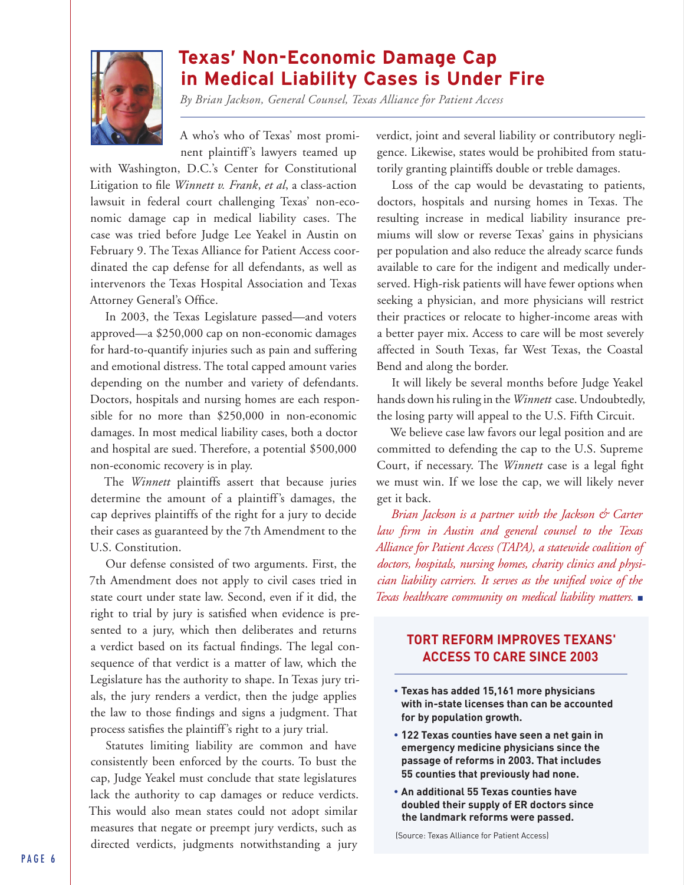# Texas' Non-Economic Damage Cap in Medical Liability Cases is Under Fire

*By Brian Jackson, General Counsel, Texas Alliance for Patient Access*

A who's who of Texas' most prominent plaintiff's lawyers teamed up with Washington, D.C.'s Center for Constitutional Litigation to file *Winnett v. Frank*, *et al*, a class-action lawsuit in federal court challenging Texas' non-economic damage cap in medical liability cases. The case was tried before Judge Lee Yeakel in Austin on February 9. The Texas Alliance for Patient Access coordinated the cap defense for all defendants, as well as intervenors the Texas Hospital Association and Texas Attorney General's Office.

In 2003, the Texas Legislature passed—and voters approved—a $250,000 cap on non-economic damages for hard-to-quantify injuries such as pain and suffering and emotional distress. The total capped amount varies depending on the number and variety of defendants. Doctors, hospitals and nursing homes are each responsible for no more than $250,000 in non-economic damages. In most medical liability cases, both a doctor and hospital are sued. Therefore, a potential $500,000 non-economic recovery is in play.

The *Winnett* plaintiffs assert that because juries determine the amount of a plaintiff's damages, the cap deprives plaintiffs of the right for a jury to decide their cases as guaranteed by the 7th Amendment to the U.S. Constitution.

Our defense consisted of two arguments. First, the 7th Amendment does not apply to civil cases tried in state court under state law. Second, even if it did, the right to trial by jury is satisfied when evidence is presented to a jury, which then deliberates and returns a verdict based on its factual findings. The legal consequence of that verdict is a matter of law, which the Legislature has the authority to shape. In Texas jury trials, the jury renders a verdict, then the judge applies the law to those findings and signs a judgment. That process satisfies the plaintiff's right to a jury trial.

Statutes limiting liability are common and have consistently been enforced by the courts. To bust the cap, Judge Yeakel must conclude that state legislatures lack the authority to cap damages or reduce verdicts. This would also mean states could not adopt similar measures that negate or preempt jury verdicts, such as directed verdicts, judgments notwithstanding a jury verdict, joint and several liability or contributory negligence. Likewise, states would be prohibited from statutorily granting plaintiffs double or treble damages.

Loss of the cap would be devastating to patients, doctors, hospitals and nursing homes in Texas. The resulting increase in medical liability insurance premiums will slow or reverse Texas' gains in physicians per population and also reduce the already scarce funds available to care for the indigent and medically underserved. High-risk patients will have fewer options when seeking a physician, and more physicians will restrict their practices or relocate to higher-income areas with a better payer mix. Access to care will be most severely affected in South Texas, far West Texas, the Coastal Bend and along the border.

It will likely be several months before Judge Yeakel hands down his ruling in the *Winnett* case. Undoubtedly, the losing party will appeal to the U.S. Fifth Circuit.

We believe case law favors our legal position and are committed to defending the cap to the U.S. Supreme Court, if necessary. The *Winnett* case is a legal fight we must win. If we lose the cap, we will likely never get it back.

*Brian Jackson is a partner with the Jackson & Carter law firm in Austin and general counsel to the Texas Alliance for Patient Access (TAPA), a statewide coalition of doctors, hospitals, nursing homes, charity clinics and physician liability carriers. It serves as the unified voice of the Texas healthcare community on medical liability matters.* ■

## TORT REFORM IMPROVES TEXANS' ACCESS TO CARE SINCE 2003

- **Texas has added 15,161 more physicians with in-state licenses than can be accounted for by population growth.**
- **122 Texas counties have seen a net gain in emergency medicine physicians since the passage of reforms in 2003. That includes 55 counties that previously had none.**
- **An additional 55 Texas counties have doubled their supply of ER doctors since the landmark reforms were passed.**

(Source: Texas Alliance for Patient Access)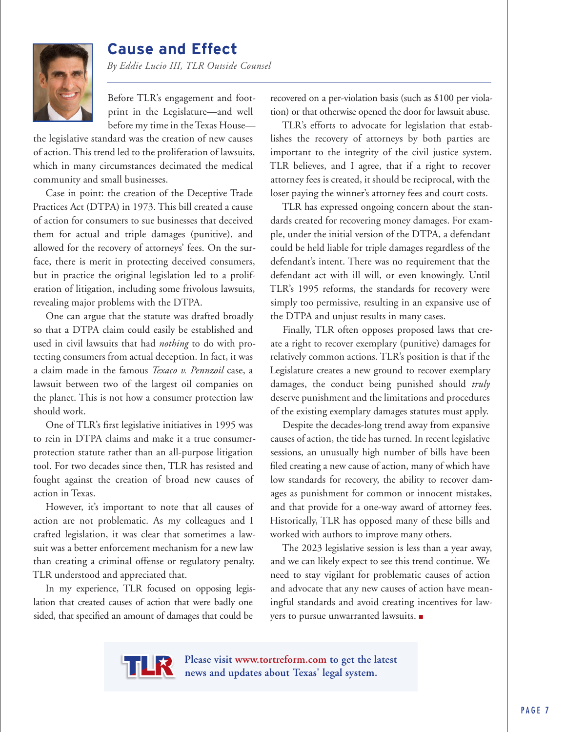## Cause and Effect

*By Eddie Lucio III, TLR Outside Counsel*

Before TLR's engagement and footprint in the Legislature—and well before my time in the Texas House—the legislative standard was the creation of new causes of action. This trend led to the proliferation of lawsuits, which in many circumstances decimated the medical community and small businesses.

Case in point: the creation of the Deceptive Trade Practices Act (DTPA) in 1973. This bill created a cause of action for consumers to sue businesses that deceived them for actual and triple damages (punitive), and allowed for the recovery of attorneys' fees. On the surface, there is merit in protecting deceived consumers, but in practice the original legislation led to a proliferation of litigation, including some frivolous lawsuits, revealing major problems with the DTPA.

One can argue that the statute was drafted broadly so that a DTPA claim could easily be established and used in civil lawsuits that had *nothing* to do with protecting consumers from actual deception. In fact, it was a claim made in the famous *Texaco v. Pennzoil* case, a lawsuit between two of the largest oil companies on the planet. This is not how a consumer protection law should work.

One of TLR's first legislative initiatives in 1995 was to rein in DTPA claims and make it a true consumer-protection statute rather than an all-purpose litigation tool. For two decades since then, TLR has resisted and fought against the creation of broad new causes of action in Texas.

However, it's important to note that all causes of action are not problematic. As my colleagues and I crafted legislation, it was clear that sometimes a lawsuit was a better enforcement mechanism for a new law than creating a criminal offense or regulatory penalty. TLR understood and appreciated that.

In my experience, TLR focused on opposing legislation that created causes of action that were badly one sided, that specified an amount of damages that could be recovered on a per-violation basis (such as $100 per violation) or that otherwise opened the door for lawsuit abuse.

TLR's efforts to advocate for legislation that establishes the recovery of attorneys by both parties are important to the integrity of the civil justice system. TLR believes, and I agree, that if a right to recover attorney fees is created, it should be reciprocal, with the loser paying the winner's attorney fees and court costs.

TLR has expressed ongoing concern about the standards created for recovering money damages. For example, under the initial version of the DTPA, a defendant could be held liable for triple damages regardless of the defendant's intent. There was no requirement that the defendant act with ill will, or even knowingly. Until TLR's 1995 reforms, the standards for recovery were simply too permissive, resulting in an expansive use of the DTPA and unjust results in many cases.

Finally, TLR often opposes proposed laws that create a right to recover exemplary (punitive) damages for relatively common actions. TLR's position is that if the Legislature creates a new ground to recover exemplary damages, the conduct being punished should *truly* deserve punishment and the limitations and procedures of the existing exemplary damages statutes must apply.

Despite the decades-long trend away from expansive causes of action, the tide has turned. In recent legislative sessions, an unusually high number of bills have been filed creating a new cause of action, many of which have low standards for recovery, the ability to recover damages as punishment for common or innocent mistakes, and that provide for a one-way award of attorney fees. Historically, TLR has opposed many of these bills and worked with authors to improve many others.

The 2023 legislative session is less than a year away, and we can likely expect to see this trend continue. We need to stay vigilant for problematic causes of action and advocate that any new causes of action have meaningful standards and avoid creating incentives for lawyers to pursue unwarranted lawsuits. ■

**Please visit www.tortreform.com to get the latest news and updates about Texas' legal system.**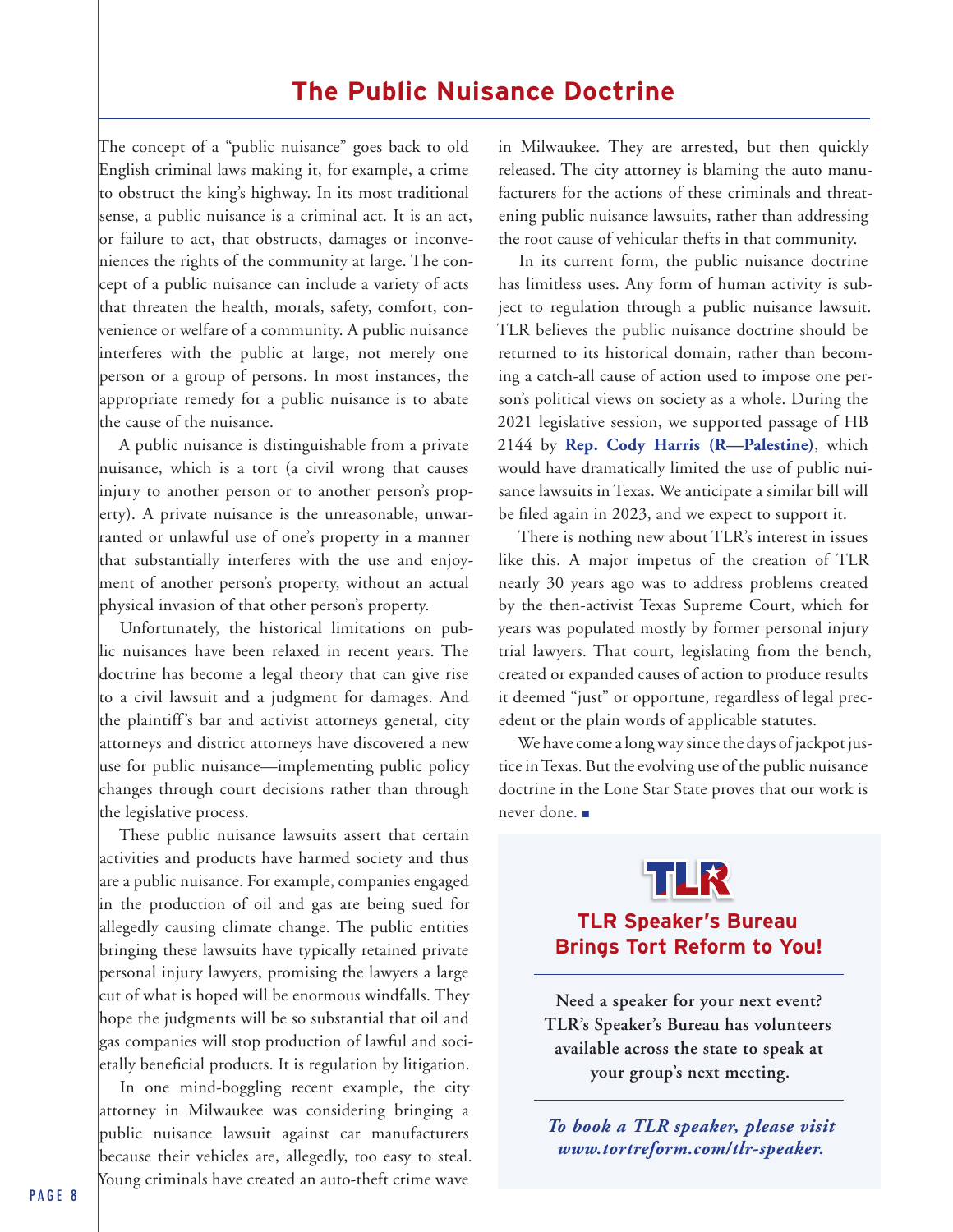## The Public Nuisance Doctrine

The concept of a "public nuisance" goes back to old English criminal laws making it, for example, a crime to obstruct the king's highway. In its most traditional sense, a public nuisance is a criminal act. It is an act, or failure to act, that obstructs, damages or inconveniences the rights of the community at large. The concept of a public nuisance can include a variety of acts that threaten the health, morals, safety, comfort, convenience or welfare of a community. A public nuisance interferes with the public at large, not merely one person or a group of persons. In most instances, the appropriate remedy for a public nuisance is to abate the cause of the nuisance.

A public nuisance is distinguishable from a private nuisance, which is a tort (a civil wrong that causes injury to another person or to another person's property). A private nuisance is the unreasonable, unwarranted or unlawful use of one's property in a manner that substantially interferes with the use and enjoyment of another person's property, without an actual physical invasion of that other person's property.

Unfortunately, the historical limitations on public nuisances have been relaxed in recent years. The doctrine has become a legal theory that can give rise to a civil lawsuit and a judgment for damages. And the plaintiff's bar and activist attorneys general, city attorneys and district attorneys have discovered a new use for public nuisance—implementing public policy changes through court decisions rather than through the legislative process.

These public nuisance lawsuits assert that certain activities and products have harmed society and thus are a public nuisance. For example, companies engaged in the production of oil and gas are being sued for allegedly causing climate change. The public entities bringing these lawsuits have typically retained private personal injury lawyers, promising the lawyers a large cut of what is hoped will be enormous windfalls. They hope the judgments will be so substantial that oil and gas companies will stop production of lawful and societally beneficial products. It is regulation by litigation.

In one mind-boggling recent example, the city attorney in Milwaukee was considering bringing a public nuisance lawsuit against car manufacturers because their vehicles are, allegedly, too easy to steal. Young criminals have created an auto-theft crime wave in Milwaukee. They are arrested, but then quickly released. The city attorney is blaming the auto manufacturers for the actions of these criminals and threatening public nuisance lawsuits, rather than addressing the root cause of vehicular thefts in that community.

In its current form, the public nuisance doctrine has limitless uses. Any form of human activity is subject to regulation through a public nuisance lawsuit. TLR believes the public nuisance doctrine should be returned to its historical domain, rather than becoming a catch-all cause of action used to impose one person's political views on society as a whole. During the 2021 legislative session, we supported passage of HB 2144 by **Rep. Cody Harris (R—Palestine)**, which would have dramatically limited the use of public nuisance lawsuits in Texas. We anticipate a similar bill will be filed again in 2023, and we expect to support it.

There is nothing new about TLR's interest in issues like this. A major impetus of the creation of TLR nearly 30 years ago was to address problems created by the then-activist Texas Supreme Court, which for years was populated mostly by former personal injury trial lawyers. That court, legislating from the bench, created or expanded causes of action to produce results it deemed "just" or opportune, regardless of legal precedent or the plain words of applicable statutes.

We have come a long way since the days of jackpot justice in Texas. But the evolving use of the public nuisance doctrine in the Lone Star State proves that our work is never done. ■

TLR

### TLR Speaker's Bureau Brings Tort Reform to You!

**Need a speaker for your next event? TLR's Speaker's Bureau has volunteers available across the state to speak at your group's next meeting.**

***To book a TLR speaker, please visit www.tortreform.com/tlr-speaker.***